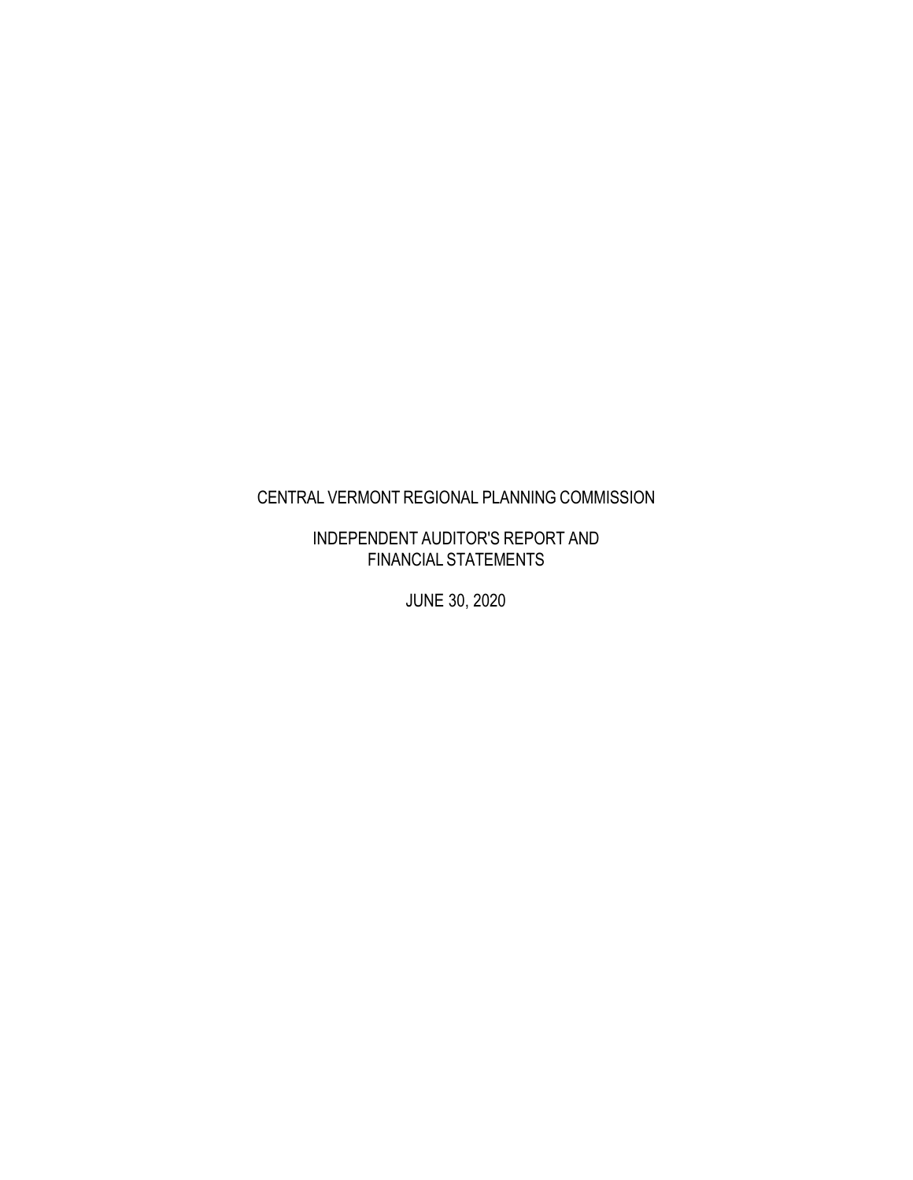# CENTRAL VERMONT REGIONAL PLANNING COMMISSION

## INDEPENDENT AUDITOR'S REPORT AND FINANCIAL STATEMENTS

JUNE 30, 2020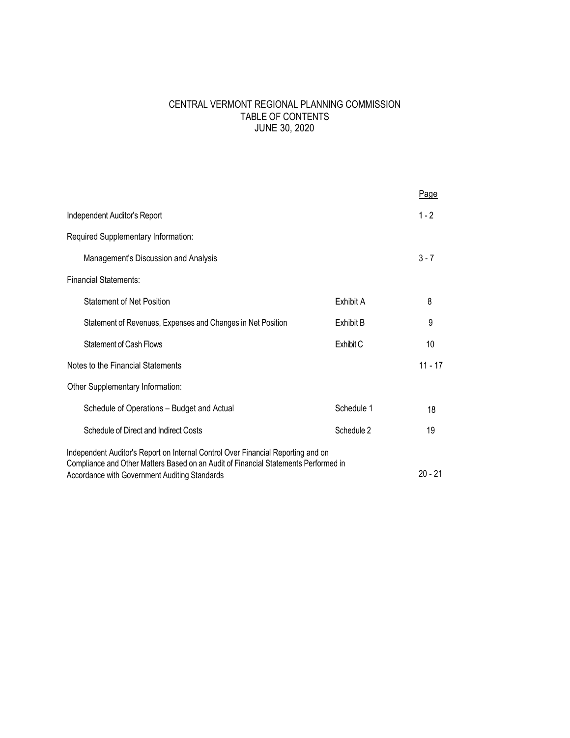# CENTRAL VERMONT REGIONAL PLANNING COMMISSION
## TABLE OF CONTENTS
### JUNE 30, 2020

| | | Page |
|---|---|---|
| Independent Auditor's Report | | 1 - 2 |
| Required Supplementary Information: | | |
| Management's Discussion and Analysis | | 3 - 7 |
| Financial Statements: | | |
| Statement of Net Position | Exhibit A | 8 |
| Statement of Revenues, Expenses and Changes in Net Position | Exhibit B | 9 |
| Statement of Cash Flows | Exhibit C | 10 |
| Notes to the Financial Statements | | 11 - 17 |
| Other Supplementary Information: | | |
| Schedule of Operations – Budget and Actual | Schedule 1 | 18 |
| Schedule of Direct and Indirect Costs | Schedule 2 | 19 |
| Independent Auditor's Report on Internal Control Over Financial Reporting and on Compliance and Other Matters Based on an Audit of Financial Statements Performed in Accordance with Government Auditing Standards | | 20 - 21 |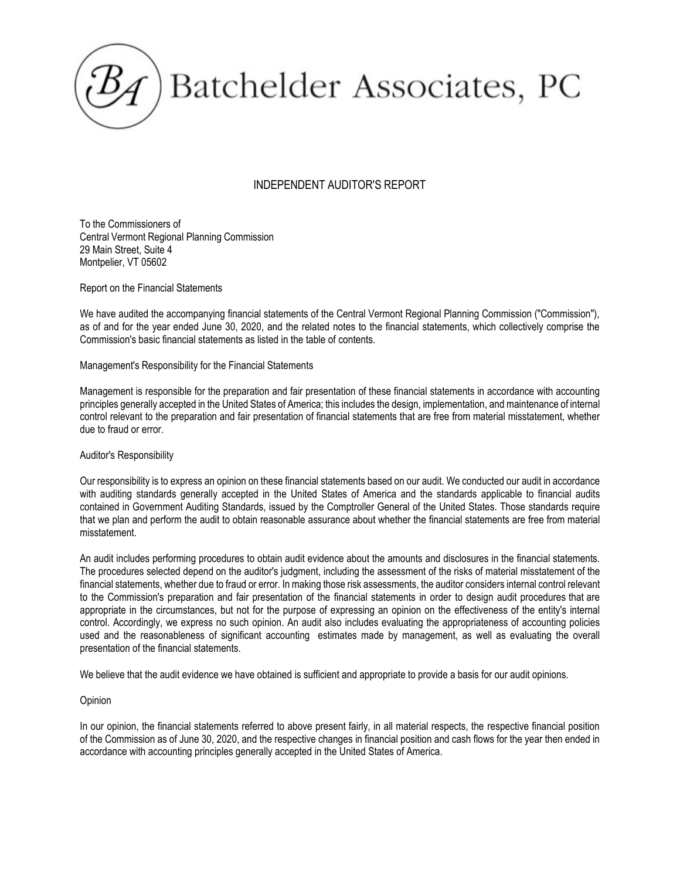# Batchelder Associates, PC

## INDEPENDENT AUDITOR'S REPORT

To the Commissioners of
Central Vermont Regional Planning Commission
29 Main Street, Suite 4
Montpelier, VT 05602

Report on the Financial Statements

We have audited the accompanying financial statements of the Central Vermont Regional Planning Commission ("Commission"), as of and for the year ended June 30, 2020, and the related notes to the financial statements, which collectively comprise the Commission's basic financial statements as listed in the table of contents.

Management's Responsibility for the Financial Statements

Management is responsible for the preparation and fair presentation of these financial statements in accordance with accounting principles generally accepted in the United States of America; this includes the design, implementation, and maintenance of internal control relevant to the preparation and fair presentation of financial statements that are free from material misstatement, whether due to fraud or error.

Auditor's Responsibility

Our responsibility is to express an opinion on these financial statements based on our audit. We conducted our audit in accordance with auditing standards generally accepted in the United States of America and the standards applicable to financial audits contained in Government Auditing Standards, issued by the Comptroller General of the United States. Those standards require that we plan and perform the audit to obtain reasonable assurance about whether the financial statements are free from material misstatement.

An audit includes performing procedures to obtain audit evidence about the amounts and disclosures in the financial statements. The procedures selected depend on the auditor's judgment, including the assessment of the risks of material misstatement of the financial statements, whether due to fraud or error. In making those risk assessments, the auditor considers internal control relevant to the Commission's preparation and fair presentation of the financial statements in order to design audit procedures that are appropriate in the circumstances, but not for the purpose of expressing an opinion on the effectiveness of the entity's internal control. Accordingly, we express no such opinion. An audit also includes evaluating the appropriateness of accounting policies used and the reasonableness of significant accounting estimates made by management, as well as evaluating the overall presentation of the financial statements.

We believe that the audit evidence we have obtained is sufficient and appropriate to provide a basis for our audit opinions.

Opinion

In our opinion, the financial statements referred to above present fairly, in all material respects, the respective financial position of the Commission as of June 30, 2020, and the respective changes in financial position and cash flows for the year then ended in accordance with accounting principles generally accepted in the United States of America.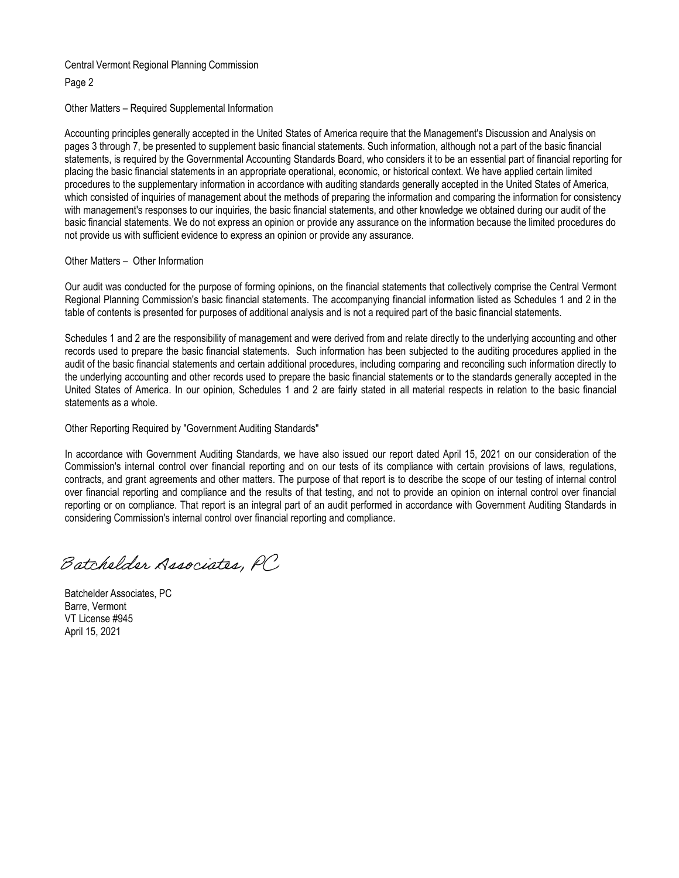Other Matters – Required Supplemental Information

Accounting principles generally accepted in the United States of America require that the Management's Discussion and Analysis on pages 3 through 7, be presented to supplement basic financial statements. Such information, although not a part of the basic financial statements, is required by the Governmental Accounting Standards Board, who considers it to be an essential part of financial reporting for placing the basic financial statements in an appropriate operational, economic, or historical context. We have applied certain limited procedures to the supplementary information in accordance with auditing standards generally accepted in the United States of America, which consisted of inquiries of management about the methods of preparing the information and comparing the information for consistency with management's responses to our inquiries, the basic financial statements, and other knowledge we obtained during our audit of the basic financial statements. We do not express an opinion or provide any assurance on the information because the limited procedures do not provide us with sufficient evidence to express an opinion or provide any assurance.

Other Matters – Other Information

Our audit was conducted for the purpose of forming opinions, on the financial statements that collectively comprise the Central Vermont Regional Planning Commission's basic financial statements. The accompanying financial information listed as Schedules 1 and 2 in the table of contents is presented for purposes of additional analysis and is not a required part of the basic financial statements.

Schedules 1 and 2 are the responsibility of management and were derived from and relate directly to the underlying accounting and other records used to prepare the basic financial statements. Such information has been subjected to the auditing procedures applied in the audit of the basic financial statements and certain additional procedures, including comparing and reconciling such information directly to the underlying accounting and other records used to prepare the basic financial statements or to the standards generally accepted in the United States of America. In our opinion, Schedules 1 and 2 are fairly stated in all material respects in relation to the basic financial statements as a whole.

Other Reporting Required by "Government Auditing Standards"

In accordance with Government Auditing Standards, we have also issued our report dated April 15, 2021 on our consideration of the Commission's internal control over financial reporting and on our tests of its compliance with certain provisions of laws, regulations, contracts, and grant agreements and other matters. The purpose of that report is to describe the scope of our testing of internal control over financial reporting and compliance and the results of that testing, and not to provide an opinion on internal control over financial reporting or on compliance. That report is an integral part of an audit performed in accordance with Government Auditing Standards in considering Commission's internal control over financial reporting and compliance.

*Batchelder Associates, PC*

Batchelder Associates, PC
Barre, Vermont
VT License #945
April 15, 2021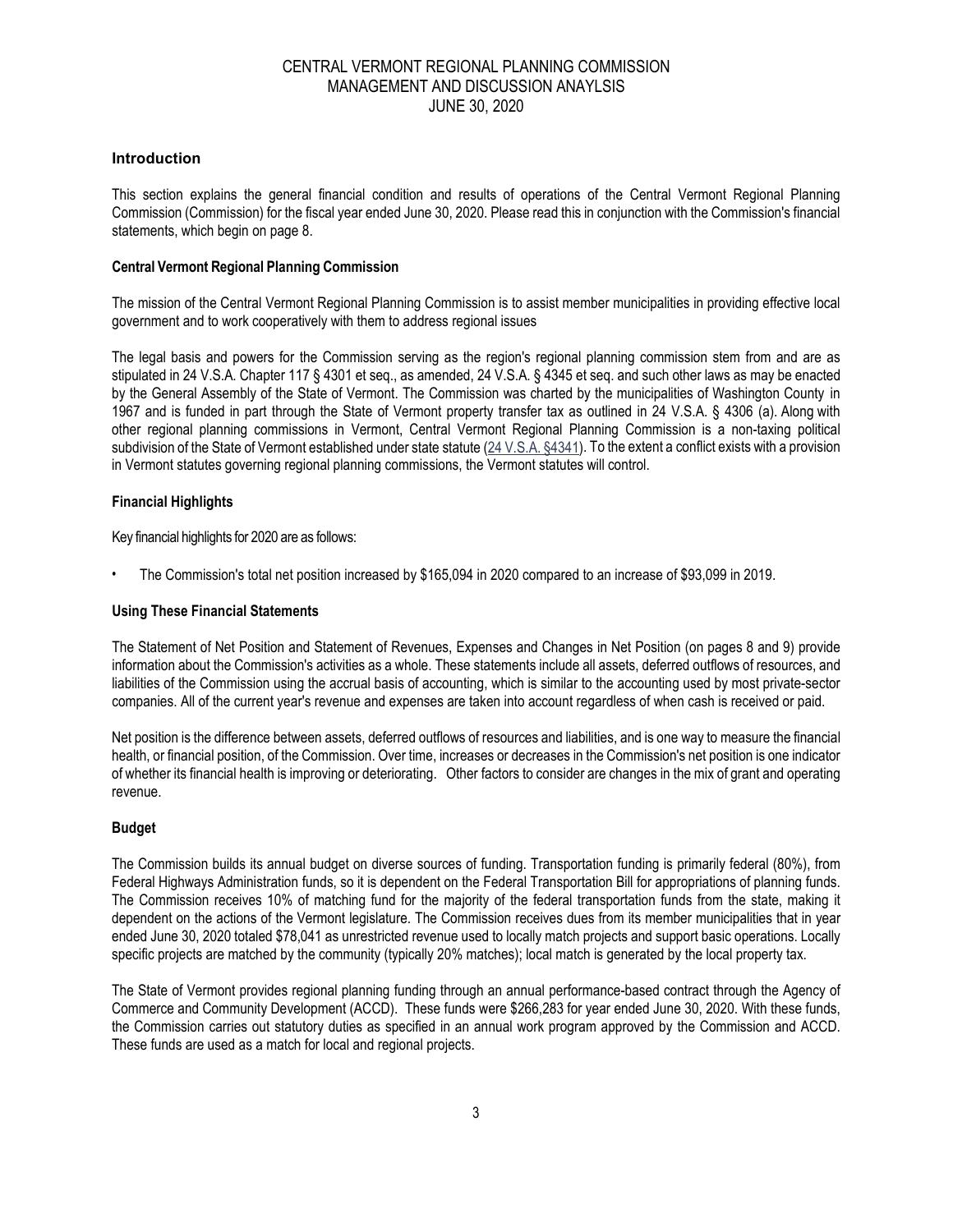# CENTRAL VERMONT REGIONAL PLANNING COMMISSION
## MANAGEMENT AND DISCUSSION ANAYLSIS
## JUNE 30, 2020

### Introduction

This section explains the general financial condition and results of operations of the Central Vermont Regional Planning Commission (Commission) for the fiscal year ended June 30, 2020. Please read this in conjunction with the Commission's financial statements, which begin on page 8.

**Central Vermont Regional Planning Commission**

The mission of the Central Vermont Regional Planning Commission is to assist member municipalities in providing effective local government and to work cooperatively with them to address regional issues

The legal basis and powers for the Commission serving as the region's regional planning commission stem from and are as stipulated in 24 V.S.A. Chapter 117 § 4301 et seq., as amended, 24 V.S.A. § 4345 et seq. and such other laws as may be enacted by the General Assembly of the State of Vermont. The Commission was charted by the municipalities of Washington County in 1967 and is funded in part through the State of Vermont property transfer tax as outlined in 24 V.S.A. § 4306 (a). Along with other regional planning commissions in Vermont, Central Vermont Regional Planning Commission is a non-taxing political subdivision of the State of Vermont established under state statute (24 V.S.A. §4341). To the extent a conflict exists with a provision in Vermont statutes governing regional planning commissions, the Vermont statutes will control.

**Financial Highlights**

Key financial highlights for 2020 are as follows:

- The Commission's total net position increased by $165,094 in 2020 compared to an increase of $93,099 in 2019.

**Using These Financial Statements**

The Statement of Net Position and Statement of Revenues, Expenses and Changes in Net Position (on pages 8 and 9) provide information about the Commission's activities as a whole. These statements include all assets, deferred outflows of resources, and liabilities of the Commission using the accrual basis of accounting, which is similar to the accounting used by most private-sector companies. All of the current year's revenue and expenses are taken into account regardless of when cash is received or paid.

Net position is the difference between assets, deferred outflows of resources and liabilities, and is one way to measure the financial health, or financial position, of the Commission. Over time, increases or decreases in the Commission's net position is one indicator of whether its financial health is improving or deteriorating. Other factors to consider are changes in the mix of grant and operating revenue.

**Budget**

The Commission builds its annual budget on diverse sources of funding. Transportation funding is primarily federal (80%), from Federal Highways Administration funds, so it is dependent on the Federal Transportation Bill for appropriations of planning funds. The Commission receives 10% of matching fund for the majority of the federal transportation funds from the state, making it dependent on the actions of the Vermont legislature. The Commission receives dues from its member municipalities that in year ended June 30, 2020 totaled $78,041 as unrestricted revenue used to locally match projects and support basic operations. Locally specific projects are matched by the community (typically 20% matches); local match is generated by the local property tax.

The State of Vermont provides regional planning funding through an annual performance-based contract through the Agency of Commerce and Community Development (ACCD). These funds were $266,283 for year ended June 30, 2020. With these funds, the Commission carries out statutory duties as specified in an annual work program approved by the Commission and ACCD. These funds are used as a match for local and regional projects.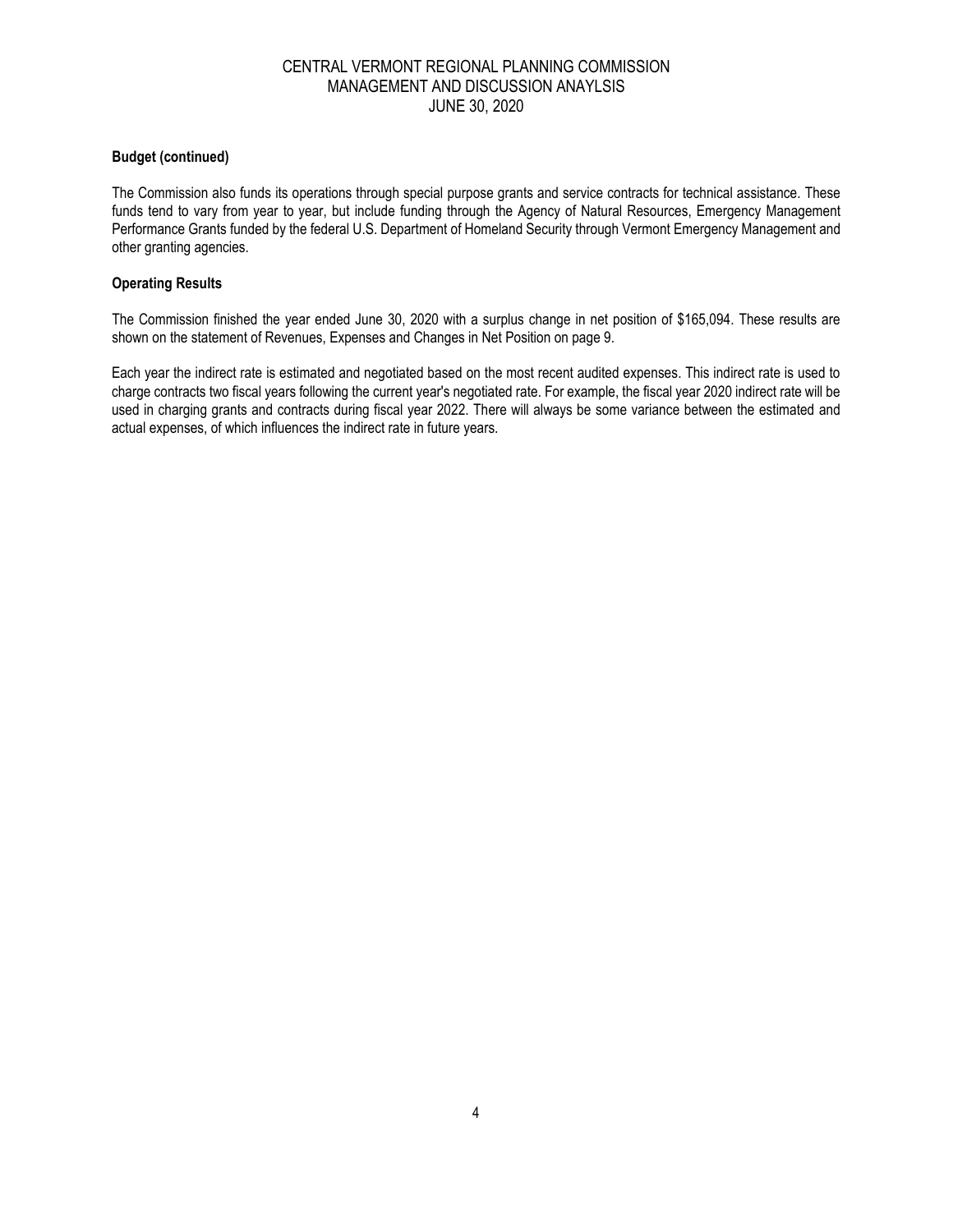**Budget (continued)**

The Commission also funds its operations through special purpose grants and service contracts for technical assistance. These funds tend to vary from year to year, but include funding through the Agency of Natural Resources, Emergency Management Performance Grants funded by the federal U.S. Department of Homeland Security through Vermont Emergency Management and other granting agencies.

**Operating Results**

The Commission finished the year ended June 30, 2020 with a surplus change in net position of $165,094. These results are shown on the statement of Revenues, Expenses and Changes in Net Position on page 9.

Each year the indirect rate is estimated and negotiated based on the most recent audited expenses. This indirect rate is used to charge contracts two fiscal years following the current year's negotiated rate. For example, the fiscal year 2020 indirect rate will be used in charging grants and contracts during fiscal year 2022. There will always be some variance between the estimated and actual expenses, of which influences the indirect rate in future years.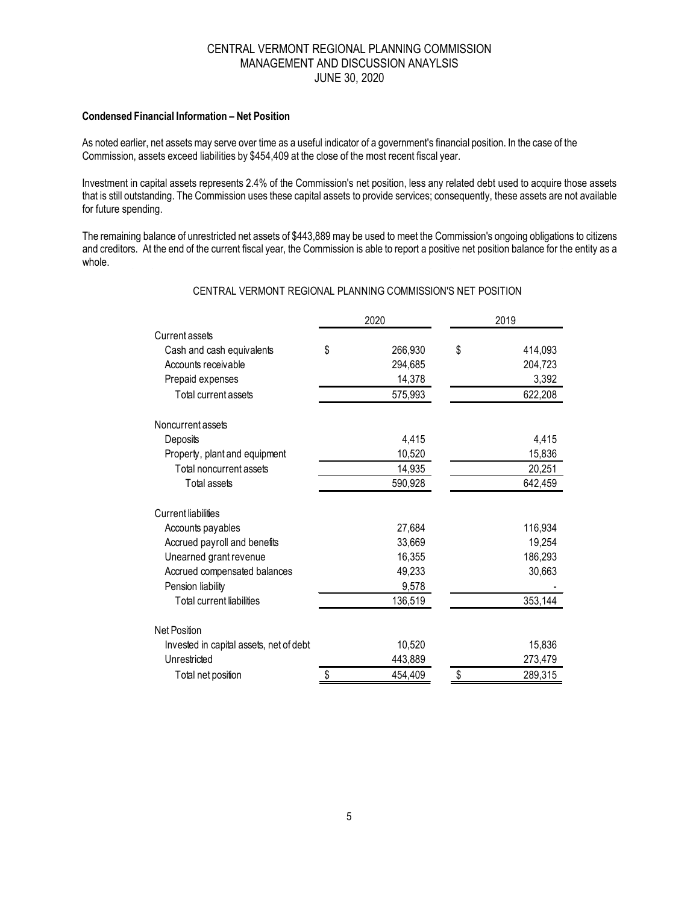CENTRAL VERMONT REGIONAL PLANNING COMMISSION
MANAGEMENT AND DISCUSSION ANAYLSIS
JUNE 30, 2020

**Condensed Financial Information – Net Position**

As noted earlier, net assets may serve over time as a useful indicator of a government's financial position. In the case of the Commission, assets exceed liabilities by $454,409 at the close of the most recent fiscal year.

Investment in capital assets represents 2.4% of the Commission's net position, less any related debt used to acquire those assets that is still outstanding. The Commission uses these capital assets to provide services; consequently, these assets are not available for future spending.

The remaining balance of unrestricted net assets of $443,889 may be used to meet the Commission's ongoing obligations to citizens and creditors. At the end of the current fiscal year, the Commission is able to report a positive net position balance for the entity as a whole.

CENTRAL VERMONT REGIONAL PLANNING COMMISSION'S NET POSITION

| | 2020 | 2019 |
|---|---|---|
| Current assets | | |
| Cash and cash equivalents | $ 266,930 | $ 414,093 |
| Accounts receivable | 294,685 | 204,723 |
| Prepaid expenses | 14,378 | 3,392 |
| Total current assets | 575,993 | 622,208 |
| Noncurrent assets | | |
| Deposits | 4,415 | 4,415 |
| Property, plant and equipment | 10,520 | 15,836 |
| Total noncurrent assets | 14,935 | 20,251 |
| Total assets | 590,928 | 642,459 |
| Current liabilities | | |
| Accounts payables | 27,684 | 116,934 |
| Accrued payroll and benefits | 33,669 | 19,254 |
| Unearned grant revenue | 16,355 | 186,293 |
| Accrued compensated balances | 49,233 | 30,663 |
| Pension liability | 9,578 | - |
| Total current liabilities | 136,519 | 353,144 |
| Net Position | | |
| Invested in capital assets, net of debt | 10,520 | 15,836 |
| Unrestricted | 443,889 | 273,479 |
| Total net position | $ 454,409 | $ 289,315 |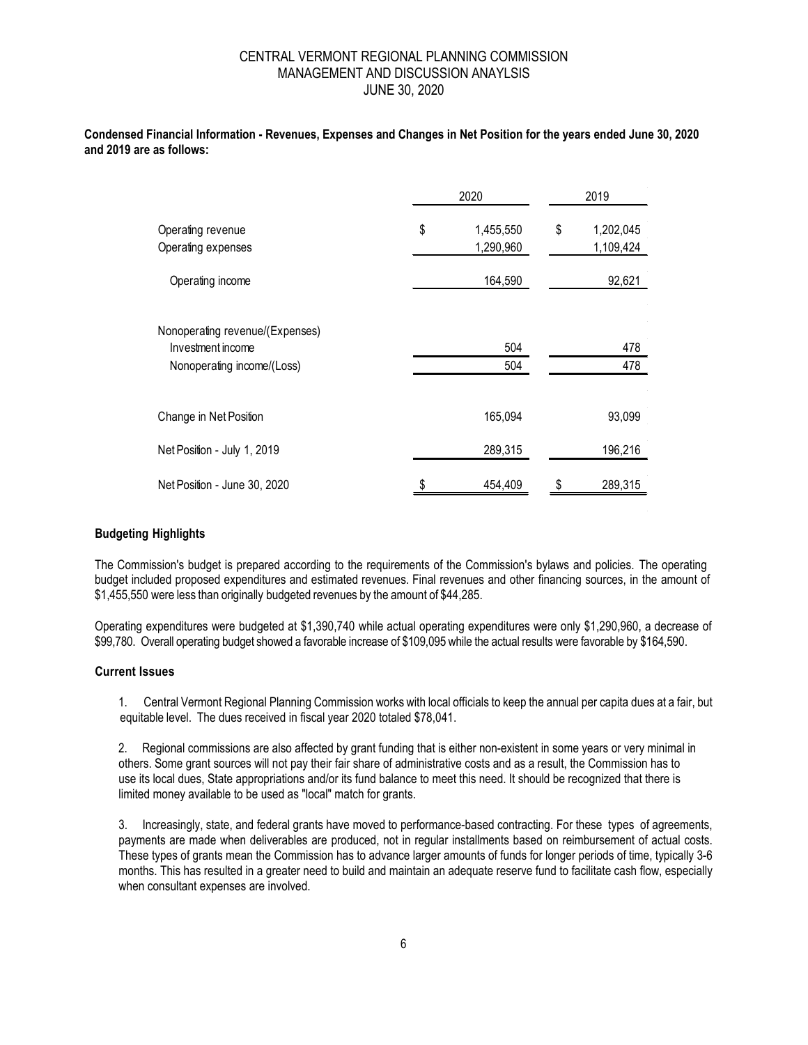CENTRAL VERMONT REGIONAL PLANNING COMMISSION
MANAGEMENT AND DISCUSSION ANAYLSIS
JUNE 30, 2020

**Condensed Financial Information - Revenues, Expenses and Changes in Net Position for the years ended June 30, 2020 and 2019 are as follows:**

| | 2020 | 2019 |
|---|---|---|
| Operating revenue | $ 1,455,550 | $ 1,202,045 |
| Operating expenses | 1,290,960 | 1,109,424 |
| Operating income | 164,590 | 92,621 |
| Nonoperating revenue/(Expenses) | | |
| Investment income | 504 | 478 |
| Nonoperating income/(Loss) | 504 | 478 |
| Change in Net Position | 165,094 | 93,099 |
| Net Position - July 1, 2019 | 289,315 | 196,216 |
| Net Position - June 30, 2020 | $ 454,409 | $ 289,315 |

### Budgeting Highlights

The Commission's budget is prepared according to the requirements of the Commission's bylaws and policies. The operating budget included proposed expenditures and estimated revenues. Final revenues and other financing sources, in the amount of $1,455,550 were less than originally budgeted revenues by the amount of $44,285.

Operating expenditures were budgeted at $1,390,740 while actual operating expenditures were only $1,290,960, a decrease of $99,780. Overall operating budget showed a favorable increase of $109,095 while the actual results were favorable by $164,590.

### Current Issues

1. Central Vermont Regional Planning Commission works with local officials to keep the annual per capita dues at a fair, but equitable level. The dues received in fiscal year 2020 totaled $78,041.

2. Regional commissions are also affected by grant funding that is either non-existent in some years or very minimal in others. Some grant sources will not pay their fair share of administrative costs and as a result, the Commission has to use its local dues, State appropriations and/or its fund balance to meet this need. It should be recognized that there is limited money available to be used as "local" match for grants.

3. Increasingly, state, and federal grants have moved to performance-based contracting. For these types of agreements, payments are made when deliverables are produced, not in regular installments based on reimbursement of actual costs. These types of grants mean the Commission has to advance larger amounts of funds for longer periods of time, typically 3-6 months. This has resulted in a greater need to build and maintain an adequate reserve fund to facilitate cash flow, especially when consultant expenses are involved.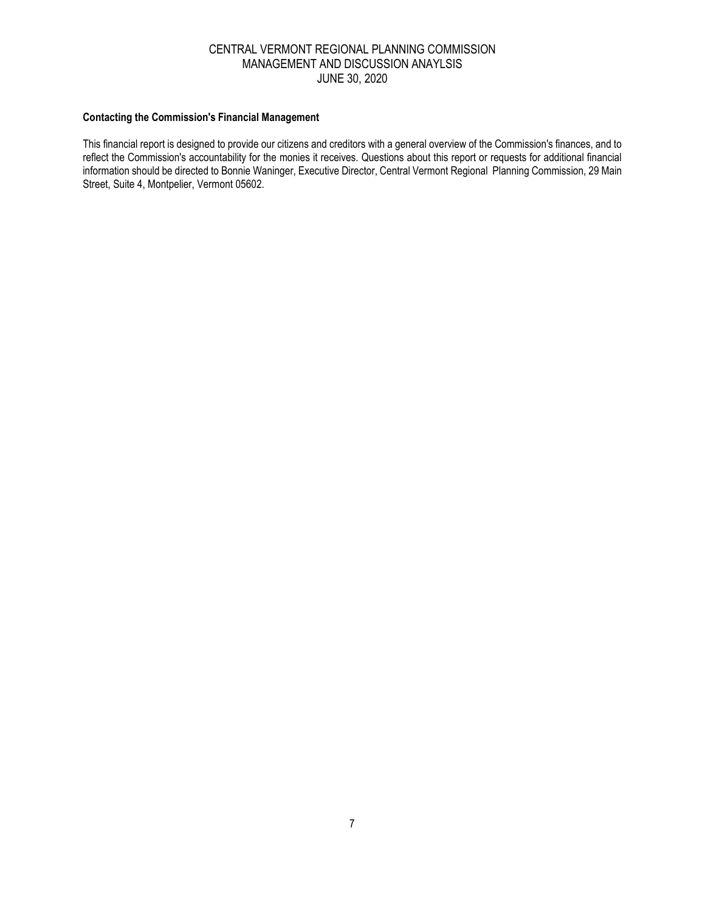**Contacting the Commission's Financial Management**

This financial report is designed to provide our citizens and creditors with a general overview of the Commission's finances, and to reflect the Commission's accountability for the monies it receives. Questions about this report or requests for additional financial information should be directed to Bonnie Waninger, Executive Director, Central Vermont Regional Planning Commission, 29 Main Street, Suite 4, Montpelier, Vermont 05602.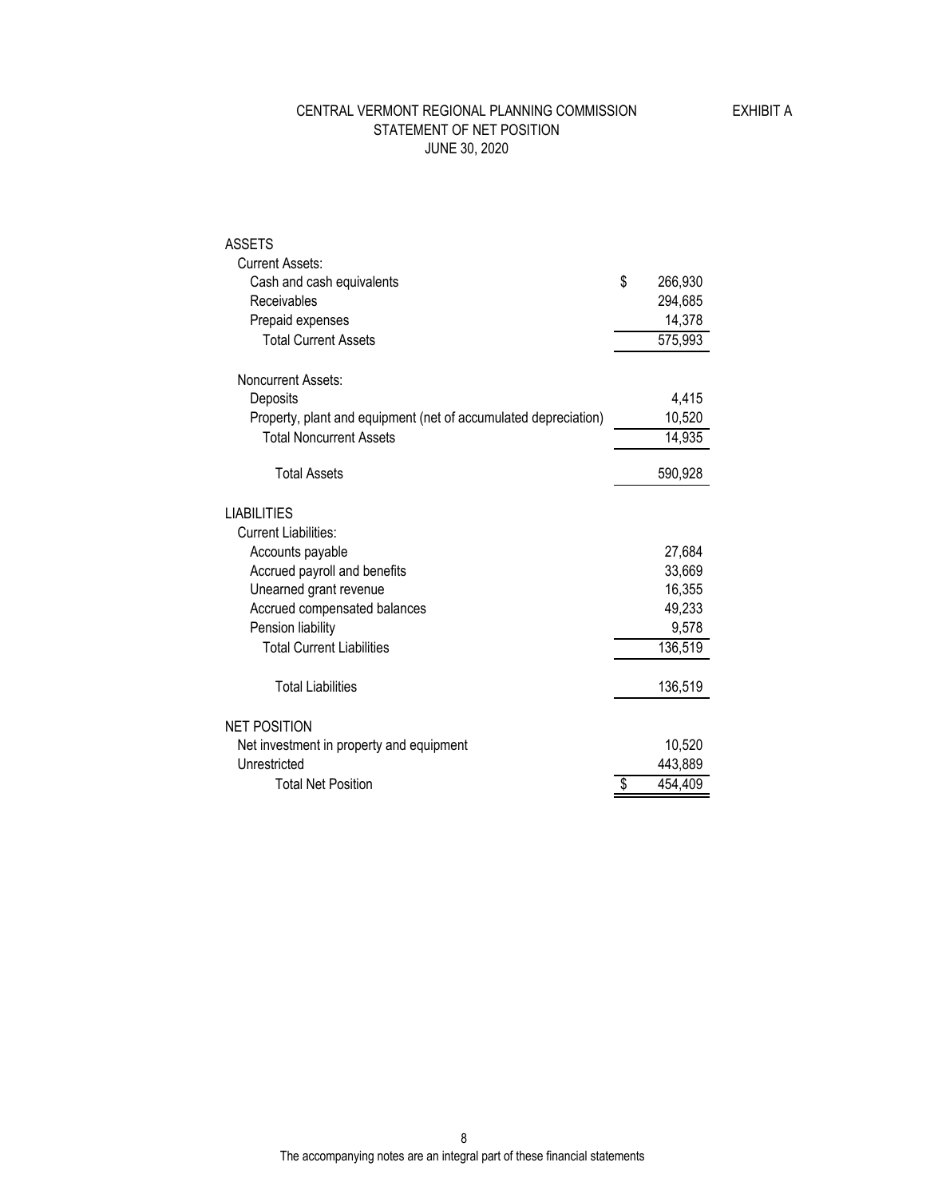CENTRAL VERMONT REGIONAL PLANNING COMMISSION
STATEMENT OF NET POSITION
JUNE 30, 2020

EXHIBIT A

| | |
|---|---|
| **ASSETS** | |
| Current Assets: | |
| Cash and cash equivalents | $ 266,930 |
| Receivables | 294,685 |
| Prepaid expenses | 14,378 |
| Total Current Assets | 575,993 |
| | |
| Noncurrent Assets: | |
| Deposits | 4,415 |
| Property, plant and equipment (net of accumulated depreciation) | 10,520 |
| Total Noncurrent Assets | 14,935 |
| | |
| Total Assets | 590,928 |
| | |
| **LIABILITIES** | |
| Current Liabilities: | |
| Accounts payable | 27,684 |
| Accrued payroll and benefits | 33,669 |
| Unearned grant revenue | 16,355 |
| Accrued compensated balances | 49,233 |
| Pension liability | 9,578 |
| Total Current Liabilities | 136,519 |
| | |
| Total Liabilities | 136,519 |
| | |
| **NET POSITION** | |
| Net investment in property and equipment | 10,520 |
| Unrestricted | 443,889 |
| Total Net Position | $ 454,409 |

The accompanying notes are an integral part of these financial statements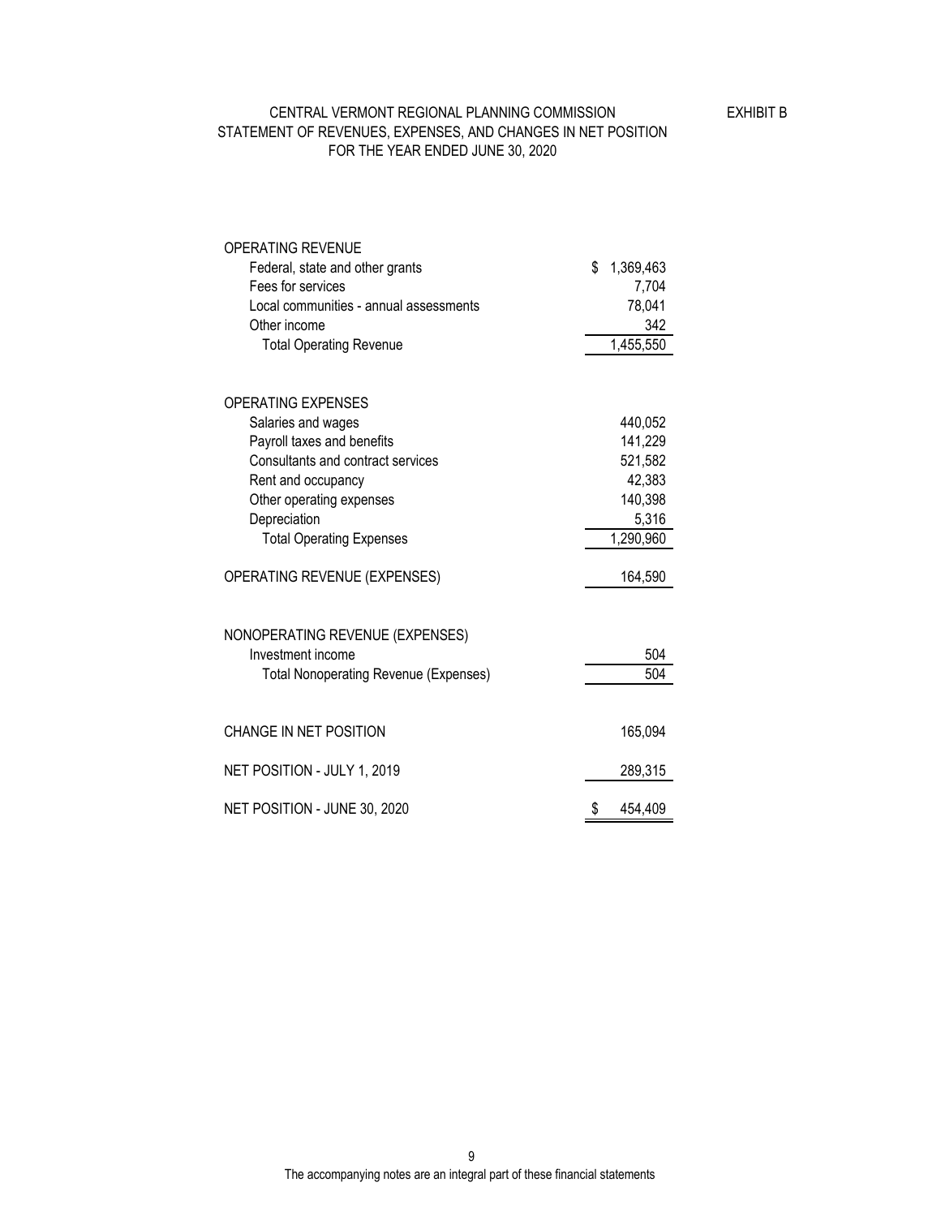EXHIBIT B

# CENTRAL VERMONT REGIONAL PLANNING COMMISSION
## STATEMENT OF REVENUES, EXPENSES, AND CHANGES IN NET POSITION
### FOR THE YEAR ENDED JUNE 30, 2020

| | |
|---|---|
| **OPERATING REVENUE** | |
| Federal, state and other grants | $ 1,369,463 |
| Fees for services | 7,704 |
| Local communities - annual assessments | 78,041 |
| Other income | 342 |
| Total Operating Revenue | 1,455,550 |
| | |
| **OPERATING EXPENSES** | |
| Salaries and wages | 440,052 |
| Payroll taxes and benefits | 141,229 |
| Consultants and contract services | 521,582 |
| Rent and occupancy | 42,383 |
| Other operating expenses | 140,398 |
| Depreciation | 5,316 |
| Total Operating Expenses | 1,290,960 |
| | |
| OPERATING REVENUE (EXPENSES) | 164,590 |
| | |
| **NONOPERATING REVENUE (EXPENSES)** | |
| Investment income | 504 |
| Total Nonoperating Revenue (Expenses) | 504 |
| | |
| CHANGE IN NET POSITION | 165,094 |
| | |
| NET POSITION - JULY 1, 2019 | 289,315 |
| | |
| NET POSITION - JUNE 30, 2020 | $ 454,409 |

The accompanying notes are an integral part of these financial statements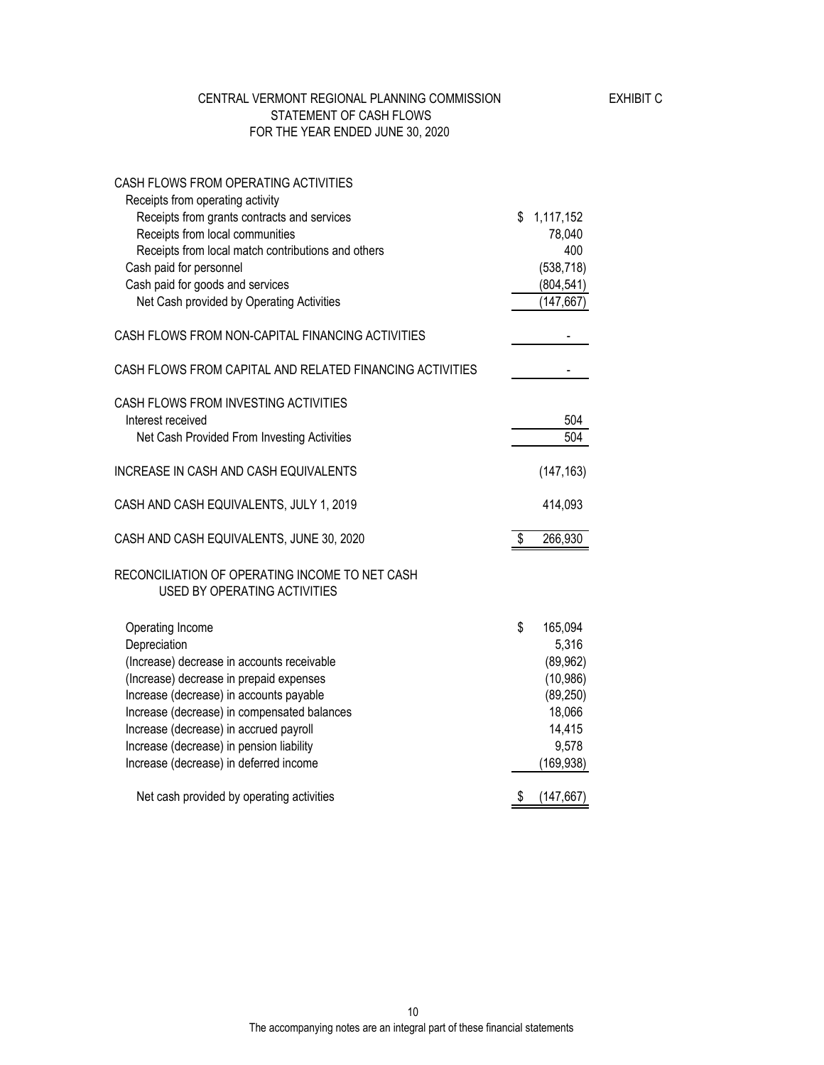CENTRAL VERMONT REGIONAL PLANNING COMMISSION
STATEMENT OF CASH FLOWS
FOR THE YEAR ENDED JUNE 30, 2020

EXHIBIT C

| | |
|---|---|
| CASH FLOWS FROM OPERATING ACTIVITIES | |
| Receipts from operating activity | |
| Receipts from grants contracts and services | $ 1,117,152 |
| Receipts from local communities | 78,040 |
| Receipts from local match contributions and others | 400 |
| Cash paid for personnel | (538,718) |
| Cash paid for goods and services | (804,541) |
| Net Cash provided by Operating Activities | (147,667) |
| CASH FLOWS FROM NON-CAPITAL FINANCING ACTIVITIES | - |
| CASH FLOWS FROM CAPITAL AND RELATED FINANCING ACTIVITIES | - |
| CASH FLOWS FROM INVESTING ACTIVITIES | |
| Interest received | 504 |
| Net Cash Provided From Investing Activities | 504 |
| INCREASE IN CASH AND CASH EQUIVALENTS | (147,163) |
| CASH AND CASH EQUIVALENTS, JULY 1, 2019 | 414,093 |
| CASH AND CASH EQUIVALENTS, JUNE 30, 2020 | $ 266,930 |

RECONCILIATION OF OPERATING INCOME TO NET CASH USED BY OPERATING ACTIVITIES

| | |
|---|---|
| Operating Income | $ 165,094 |
| Depreciation | 5,316 |
| (Increase) decrease in accounts receivable | (89,962) |
| (Increase) decrease in prepaid expenses | (10,986) |
| Increase (decrease) in accounts payable | (89,250) |
| Increase (decrease) in compensated balances | 18,066 |
| Increase (decrease) in accrued payroll | 14,415 |
| Increase (decrease) in pension liability | 9,578 |
| Increase (decrease) in deferred income | (169,938) |
| Net cash provided by operating activities | $ (147,667) |

The accompanying notes are an integral part of these financial statements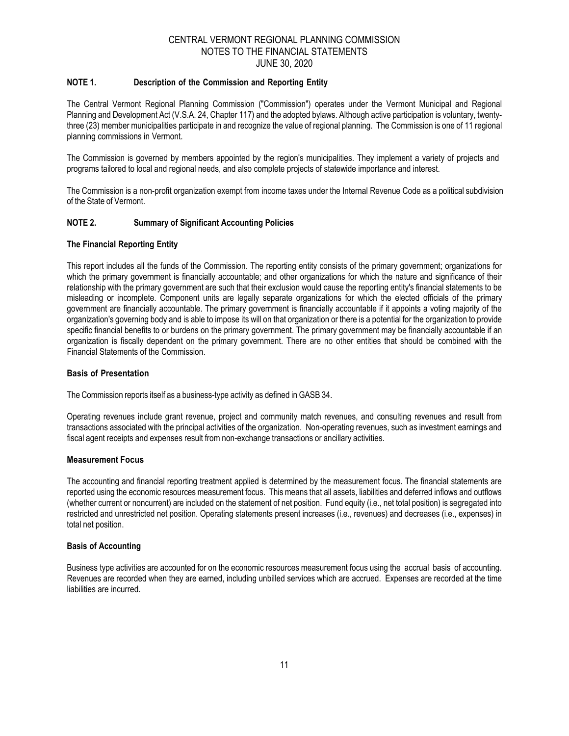# CENTRAL VERMONT REGIONAL PLANNING COMMISSION
## NOTES TO THE FINANCIAL STATEMENTS
## JUNE 30, 2020

### NOTE 1. Description of the Commission and Reporting Entity

The Central Vermont Regional Planning Commission ("Commission") operates under the Vermont Municipal and Regional Planning and Development Act (V.S.A. 24, Chapter 117) and the adopted bylaws. Although active participation is voluntary, twenty-three (23) member municipalities participate in and recognize the value of regional planning. The Commission is one of 11 regional planning commissions in Vermont.

The Commission is governed by members appointed by the region's municipalities. They implement a variety of projects and programs tailored to local and regional needs, and also complete projects of statewide importance and interest.

The Commission is a non-profit organization exempt from income taxes under the Internal Revenue Code as a political subdivision of the State of Vermont.

### NOTE 2. Summary of Significant Accounting Policies

**The Financial Reporting Entity**

This report includes all the funds of the Commission. The reporting entity consists of the primary government; organizations for which the primary government is financially accountable; and other organizations for which the nature and significance of their relationship with the primary government are such that their exclusion would cause the reporting entity's financial statements to be misleading or incomplete. Component units are legally separate organizations for which the elected officials of the primary government are financially accountable. The primary government is financially accountable if it appoints a voting majority of the organization's governing body and is able to impose its will on that organization or there is a potential for the organization to provide specific financial benefits to or burdens on the primary government. The primary government may be financially accountable if an organization is fiscally dependent on the primary government. There are no other entities that should be combined with the Financial Statements of the Commission.

**Basis of Presentation**

The Commission reports itself as a business-type activity as defined in GASB 34.

Operating revenues include grant revenue, project and community match revenues, and consulting revenues and result from transactions associated with the principal activities of the organization. Non-operating revenues, such as investment earnings and fiscal agent receipts and expenses result from non-exchange transactions or ancillary activities.

**Measurement Focus**

The accounting and financial reporting treatment applied is determined by the measurement focus. The financial statements are reported using the economic resources measurement focus. This means that all assets, liabilities and deferred inflows and outflows (whether current or noncurrent) are included on the statement of net position. Fund equity (i.e., net total position) is segregated into restricted and unrestricted net position. Operating statements present increases (i.e., revenues) and decreases (i.e., expenses) in total net position.

**Basis of Accounting**

Business type activities are accounted for on the economic resources measurement focus using the accrual basis of accounting. Revenues are recorded when they are earned, including unbilled services which are accrued. Expenses are recorded at the time liabilities are incurred.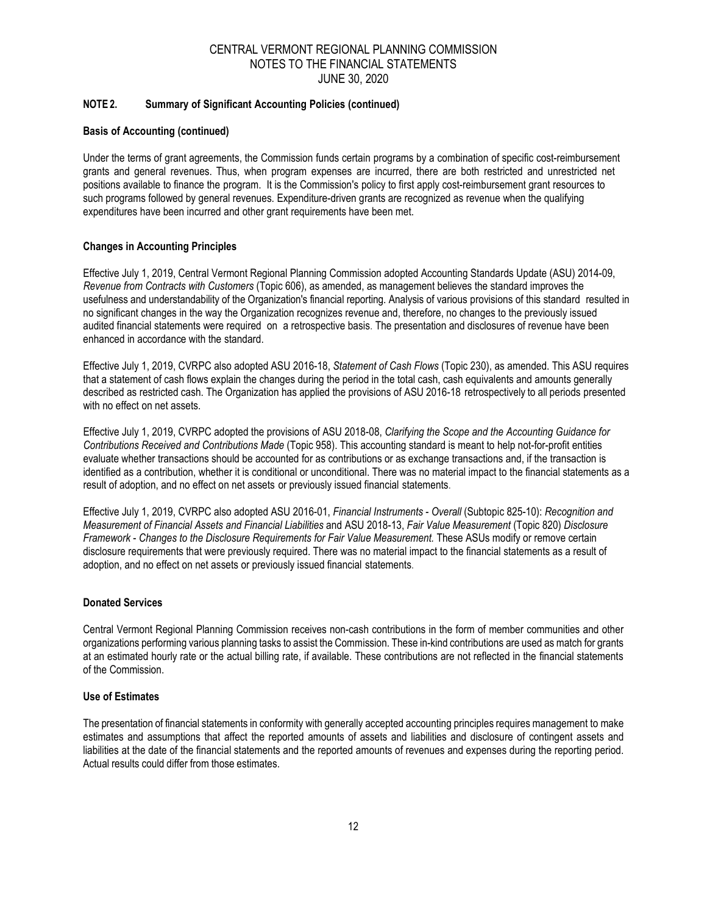## NOTE 2. Summary of Significant Accounting Policies (continued)

### Basis of Accounting (continued)

Under the terms of grant agreements, the Commission funds certain programs by a combination of specific cost-reimbursement grants and general revenues. Thus, when program expenses are incurred, there are both restricted and unrestricted net positions available to finance the program. It is the Commission's policy to first apply cost-reimbursement grant resources to such programs followed by general revenues. Expenditure-driven grants are recognized as revenue when the qualifying expenditures have been incurred and other grant requirements have been met.

### Changes in Accounting Principles

Effective July 1, 2019, Central Vermont Regional Planning Commission adopted Accounting Standards Update (ASU) 2014-09, *Revenue from Contracts with Customers* (Topic 606), as amended, as management believes the standard improves the usefulness and understandability of the Organization's financial reporting. Analysis of various provisions of this standard resulted in no significant changes in the way the Organization recognizes revenue and, therefore, no changes to the previously issued audited financial statements were required on a retrospective basis. The presentation and disclosures of revenue have been enhanced in accordance with the standard.

Effective July 1, 2019, CVRPC also adopted ASU 2016-18, *Statement of Cash Flows* (Topic 230), as amended. This ASU requires that a statement of cash flows explain the changes during the period in the total cash, cash equivalents and amounts generally described as restricted cash. The Organization has applied the provisions of ASU 2016-18 retrospectively to all periods presented with no effect on net assets.

Effective July 1, 2019, CVRPC adopted the provisions of ASU 2018-08, *Clarifying the Scope and the Accounting Guidance for Contributions Received and Contributions Made* (Topic 958). This accounting standard is meant to help not-for-profit entities evaluate whether transactions should be accounted for as contributions or as exchange transactions and, if the transaction is identified as a contribution, whether it is conditional or unconditional. There was no material impact to the financial statements as a result of adoption, and no effect on net assets or previously issued financial statements.

Effective July 1, 2019, CVRPC also adopted ASU 2016-01, *Financial Instruments - Overall* (Subtopic 825-10): *Recognition and Measurement of Financial Assets and Financial Liabilities* and ASU 2018-13, *Fair Value Measurement* (Topic 820) *Disclosure Framework - Changes to the Disclosure Requirements for Fair Value Measurement.* These ASUs modify or remove certain disclosure requirements that were previously required. There was no material impact to the financial statements as a result of adoption, and no effect on net assets or previously issued financial statements.

### Donated Services

Central Vermont Regional Planning Commission receives non-cash contributions in the form of member communities and other organizations performing various planning tasks to assist the Commission. These in-kind contributions are used as match for grants at an estimated hourly rate or the actual billing rate, if available. These contributions are not reflected in the financial statements of the Commission.

### Use of Estimates

The presentation of financial statements in conformity with generally accepted accounting principles requires management to make estimates and assumptions that affect the reported amounts of assets and liabilities and disclosure of contingent assets and liabilities at the date of the financial statements and the reported amounts of revenues and expenses during the reporting period. Actual results could differ from those estimates.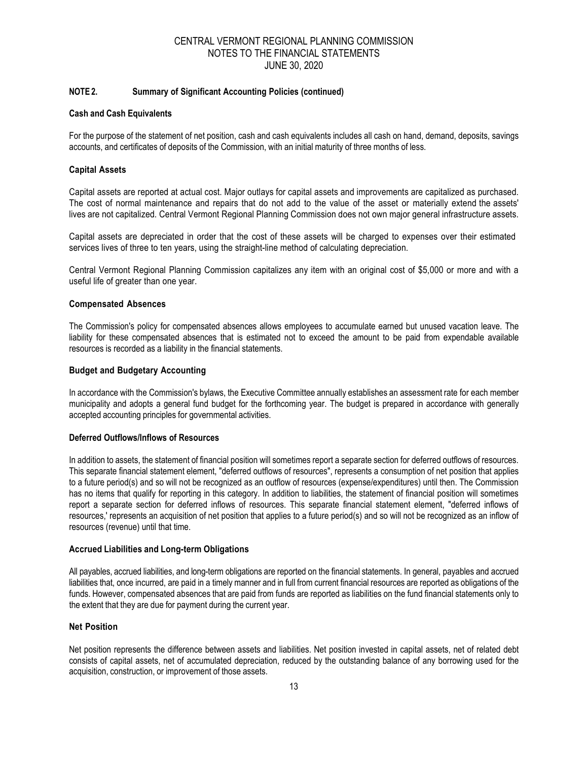## NOTE 2. Summary of Significant Accounting Policies (continued)

### Cash and Cash Equivalents

For the purpose of the statement of net position, cash and cash equivalents includes all cash on hand, demand, deposits, savings accounts, and certificates of deposits of the Commission, with an initial maturity of three months of less.

### Capital Assets

Capital assets are reported at actual cost. Major outlays for capital assets and improvements are capitalized as purchased. The cost of normal maintenance and repairs that do not add to the value of the asset or materially extend the assets' lives are not capitalized. Central Vermont Regional Planning Commission does not own major general infrastructure assets.

Capital assets are depreciated in order that the cost of these assets will be charged to expenses over their estimated services lives of three to ten years, using the straight-line method of calculating depreciation.

Central Vermont Regional Planning Commission capitalizes any item with an original cost of $5,000 or more and with a useful life of greater than one year.

### Compensated Absences

The Commission's policy for compensated absences allows employees to accumulate earned but unused vacation leave. The liability for these compensated absences that is estimated not to exceed the amount to be paid from expendable available resources is recorded as a liability in the financial statements.

### Budget and Budgetary Accounting

In accordance with the Commission's bylaws, the Executive Committee annually establishes an assessment rate for each member municipality and adopts a general fund budget for the forthcoming year. The budget is prepared in accordance with generally accepted accounting principles for governmental activities.

### Deferred Outflows/Inflows of Resources

In addition to assets, the statement of financial position will sometimes report a separate section for deferred outflows of resources. This separate financial statement element, "deferred outflows of resources", represents a consumption of net position that applies to a future period(s) and so will not be recognized as an outflow of resources (expense/expenditures) until then. The Commission has no items that qualify for reporting in this category. In addition to liabilities, the statement of financial position will sometimes report a separate section for deferred inflows of resources. This separate financial statement element, "deferred inflows of resources,' represents an acquisition of net position that applies to a future period(s) and so will not be recognized as an inflow of resources (revenue) until that time.

### Accrued Liabilities and Long-term Obligations

All payables, accrued liabilities, and long-term obligations are reported on the financial statements. In general, payables and accrued liabilities that, once incurred, are paid in a timely manner and in full from current financial resources are reported as obligations of the funds. However, compensated absences that are paid from funds are reported as liabilities on the fund financial statements only to the extent that they are due for payment during the current year.

### Net Position

Net position represents the difference between assets and liabilities. Net position invested in capital assets, net of related debt consists of capital assets, net of accumulated depreciation, reduced by the outstanding balance of any borrowing used for the acquisition, construction, or improvement of those assets.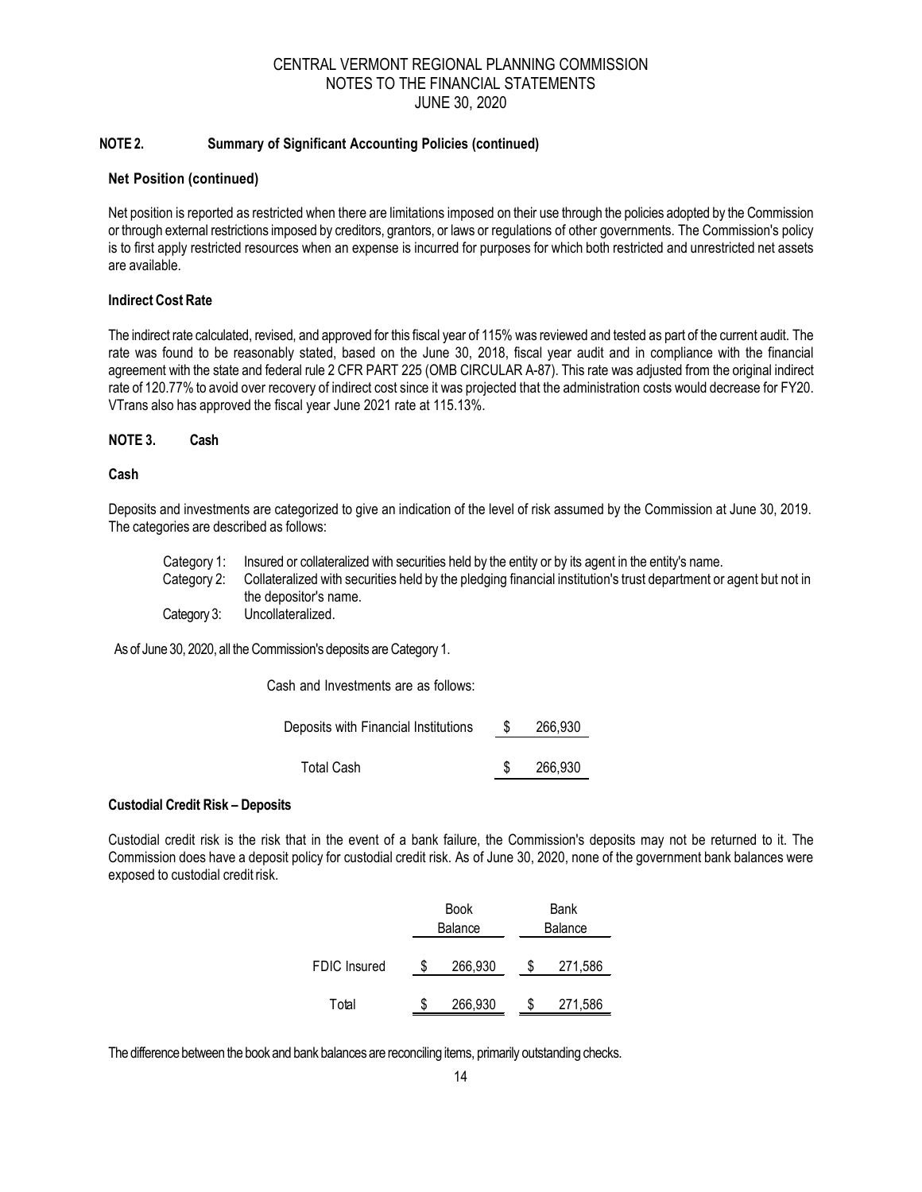CENTRAL VERMONT REGIONAL PLANNING COMMISSION
NOTES TO THE FINANCIAL STATEMENTS
JUNE 30, 2020

## NOTE 2. Summary of Significant Accounting Policies (continued)

### Net Position (continued)

Net position is reported as restricted when there are limitations imposed on their use through the policies adopted by the Commission or through external restrictions imposed by creditors, grantors, or laws or regulations of other governments. The Commission's policy is to first apply restricted resources when an expense is incurred for purposes for which both restricted and unrestricted net assets are available.

### Indirect Cost Rate

The indirect rate calculated, revised, and approved for this fiscal year of 115% was reviewed and tested as part of the current audit. The rate was found to be reasonably stated, based on the June 30, 2018, fiscal year audit and in compliance with the financial agreement with the state and federal rule 2 CFR PART 225 (OMB CIRCULAR A-87). This rate was adjusted from the original indirect rate of 120.77% to avoid over recovery of indirect cost since it was projected that the administration costs would decrease for FY20. VTrans also has approved the fiscal year June 2021 rate at 115.13%.

## NOTE 3. Cash

### Cash

Deposits and investments are categorized to give an indication of the level of risk assumed by the Commission at June 30, 2019. The categories are described as follows:

Category 1: Insured or collateralized with securities held by the entity or by its agent in the entity's name.
Category 2: Collateralized with securities held by the pledging financial institution's trust department or agent but not in the depositor's name.
Category 3: Uncollateralized.

As of June 30, 2020, all the Commission's deposits are Category 1.

Cash and Investments are as follows:

| | | |
|---|---|---|
| Deposits with Financial Institutions | $ | 266,930 |
| Total Cash | $ | 266,930 |

### Custodial Credit Risk – Deposits

Custodial credit risk is the risk that in the event of a bank failure, the Commission's deposits may not be returned to it. The Commission does have a deposit policy for custodial credit risk. As of June 30, 2020, none of the government bank balances were exposed to custodial credit risk.

| | Book Balance | Bank Balance |
|---|---|---|
| FDIC Insured | $ 266,930 | $ 271,586 |
| Total | $ 266,930 | $ 271,586 |

The difference between the book and bank balances are reconciling items, primarily outstanding checks.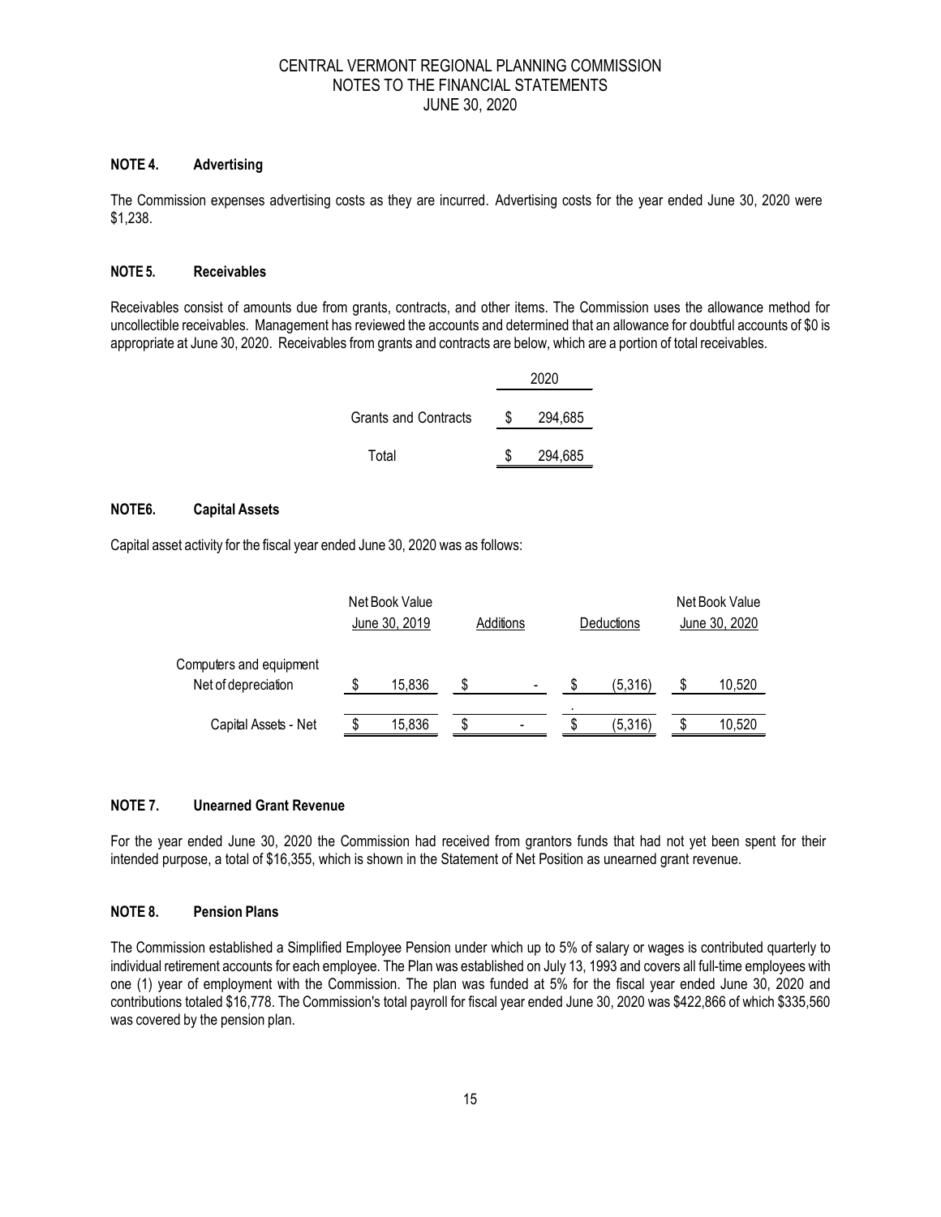# CENTRAL VERMONT REGIONAL PLANNING COMMISSION
# NOTES TO THE FINANCIAL STATEMENTS
# JUNE 30, 2020

**NOTE 4. Advertising**

The Commission expenses advertising costs as they are incurred. Advertising costs for the year ended June 30, 2020 were $1,238.

**NOTE 5. Receivables**

Receivables consist of amounts due from grants, contracts, and other items. The Commission uses the allowance method for uncollectible receivables. Management has reviewed the accounts and determined that an allowance for doubtful accounts of $0 is appropriate at June 30, 2020. Receivables from grants and contracts are below, which are a portion of total receivables.

| | 2020 |
|---|---|
| Grants and Contracts | $ 294,685 |
| Total | $ 294,685 |

**NOTE6. Capital Assets**

Capital asset activity for the fiscal year ended June 30, 2020 was as follows:

| | Net Book Value June 30, 2019 | Additions | Deductions | Net Book Value June 30, 2020 |
|---|---|---|---|---|
| Computers and equipment Net of depreciation | $ 15,836 | $ - | $ (5,316) | $ 10,520 |
| Capital Assets - Net | $ 15,836 | $ - | $ (5,316) | $ 10,520 |

**NOTE 7. Unearned Grant Revenue**

For the year ended June 30, 2020 the Commission had received from grantors funds that had not yet been spent for their intended purpose, a total of $16,355, which is shown in the Statement of Net Position as unearned grant revenue.

**NOTE 8. Pension Plans**

The Commission established a Simplified Employee Pension under which up to 5% of salary or wages is contributed quarterly to individual retirement accounts for each employee. The Plan was established on July 13, 1993 and covers all full-time employees with one (1) year of employment with the Commission. The plan was funded at 5% for the fiscal year ended June 30, 2020 and contributions totaled $16,778. The Commission's total payroll for fiscal year ended June 30, 2020 was $422,866 of which $335,560 was covered by the pension plan.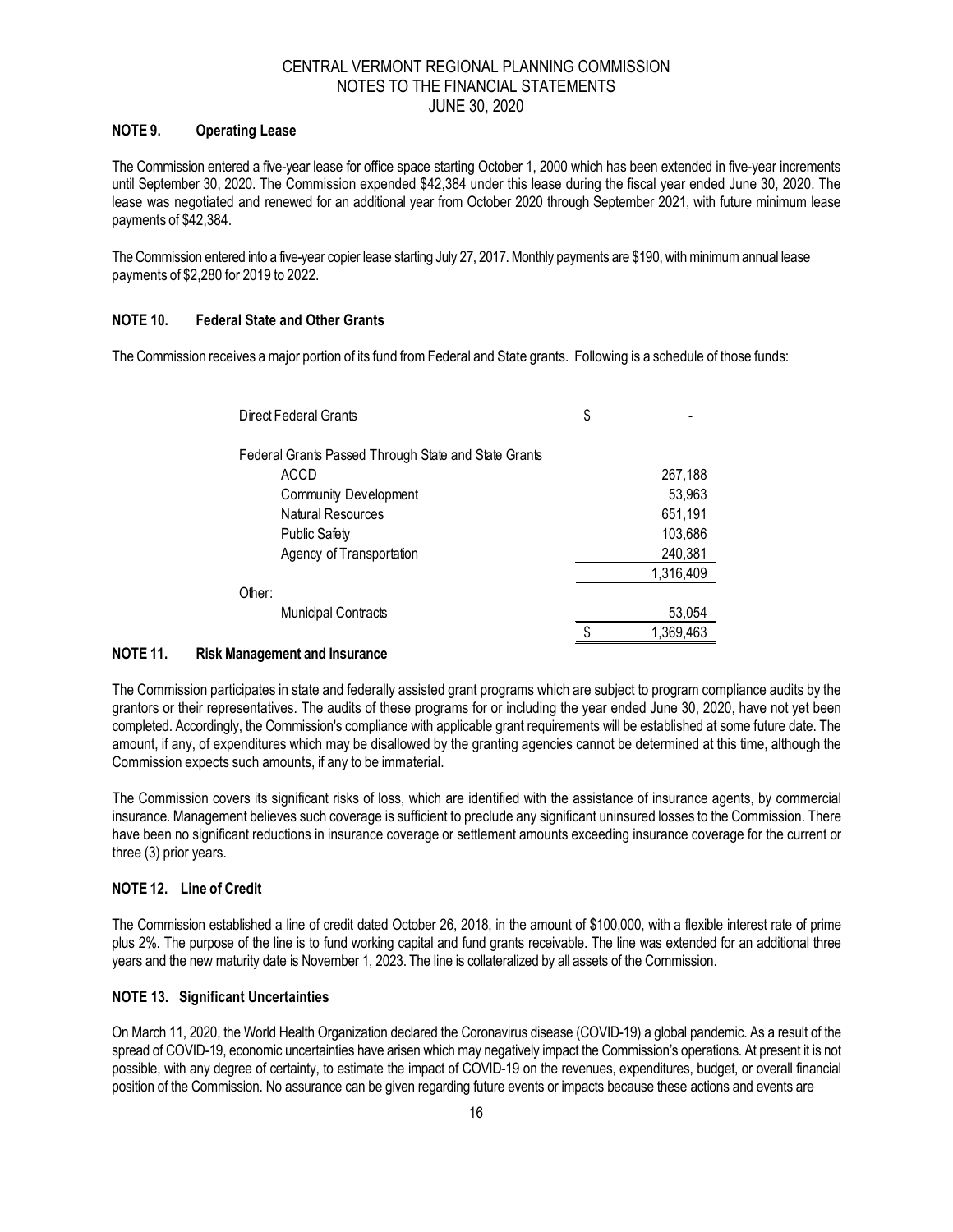CENTRAL VERMONT REGIONAL PLANNING COMMISSION
NOTES TO THE FINANCIAL STATEMENTS
JUNE 30, 2020

**NOTE 9. Operating Lease**

The Commission entered a five-year lease for office space starting October 1, 2000 which has been extended in five-year increments until September 30, 2020. The Commission expended $42,384 under this lease during the fiscal year ended June 30, 2020. The lease was negotiated and renewed for an additional year from October 2020 through September 2021, with future minimum lease payments of $42,384.

The Commission entered into a five-year copier lease starting July 27, 2017. Monthly payments are $190, with minimum annual lease payments of $2,280 for 2019 to 2022.

**NOTE 10. Federal State and Other Grants**

The Commission receives a major portion of its fund from Federal and State grants. Following is a schedule of those funds:

| | |
|---|---|
| Direct Federal Grants | $ - |
| Federal Grants Passed Through State and State Grants | |
| ACCD | 267,188 |
| Community Development | 53,963 |
| Natural Resources | 651,191 |
| Public Safety | 103,686 |
| Agency of Transportation | 240,381 |
| | 1,316,409 |
| Other: | |
| Municipal Contracts | 53,054 |
| | $ 1,369,463 |

**NOTE 11. Risk Management and Insurance**

The Commission participates in state and federally assisted grant programs which are subject to program compliance audits by the grantors or their representatives. The audits of these programs for or including the year ended June 30, 2020, have not yet been completed. Accordingly, the Commission's compliance with applicable grant requirements will be established at some future date. The amount, if any, of expenditures which may be disallowed by the granting agencies cannot be determined at this time, although the Commission expects such amounts, if any to be immaterial.

The Commission covers its significant risks of loss, which are identified with the assistance of insurance agents, by commercial insurance. Management believes such coverage is sufficient to preclude any significant uninsured losses to the Commission. There have been no significant reductions in insurance coverage or settlement amounts exceeding insurance coverage for the current or three (3) prior years.

**NOTE 12. Line of Credit**

The Commission established a line of credit dated October 26, 2018, in the amount of $100,000, with a flexible interest rate of prime plus 2%. The purpose of the line is to fund working capital and fund grants receivable. The line was extended for an additional three years and the new maturity date is November 1, 2023. The line is collateralized by all assets of the Commission.

**NOTE 13. Significant Uncertainties**

On March 11, 2020, the World Health Organization declared the Coronavirus disease (COVID-19) a global pandemic. As a result of the spread of COVID-19, economic uncertainties have arisen which may negatively impact the Commission's operations. At present it is not possible, with any degree of certainty, to estimate the impact of COVID-19 on the revenues, expenditures, budget, or overall financial position of the Commission. No assurance can be given regarding future events or impacts because these actions and events are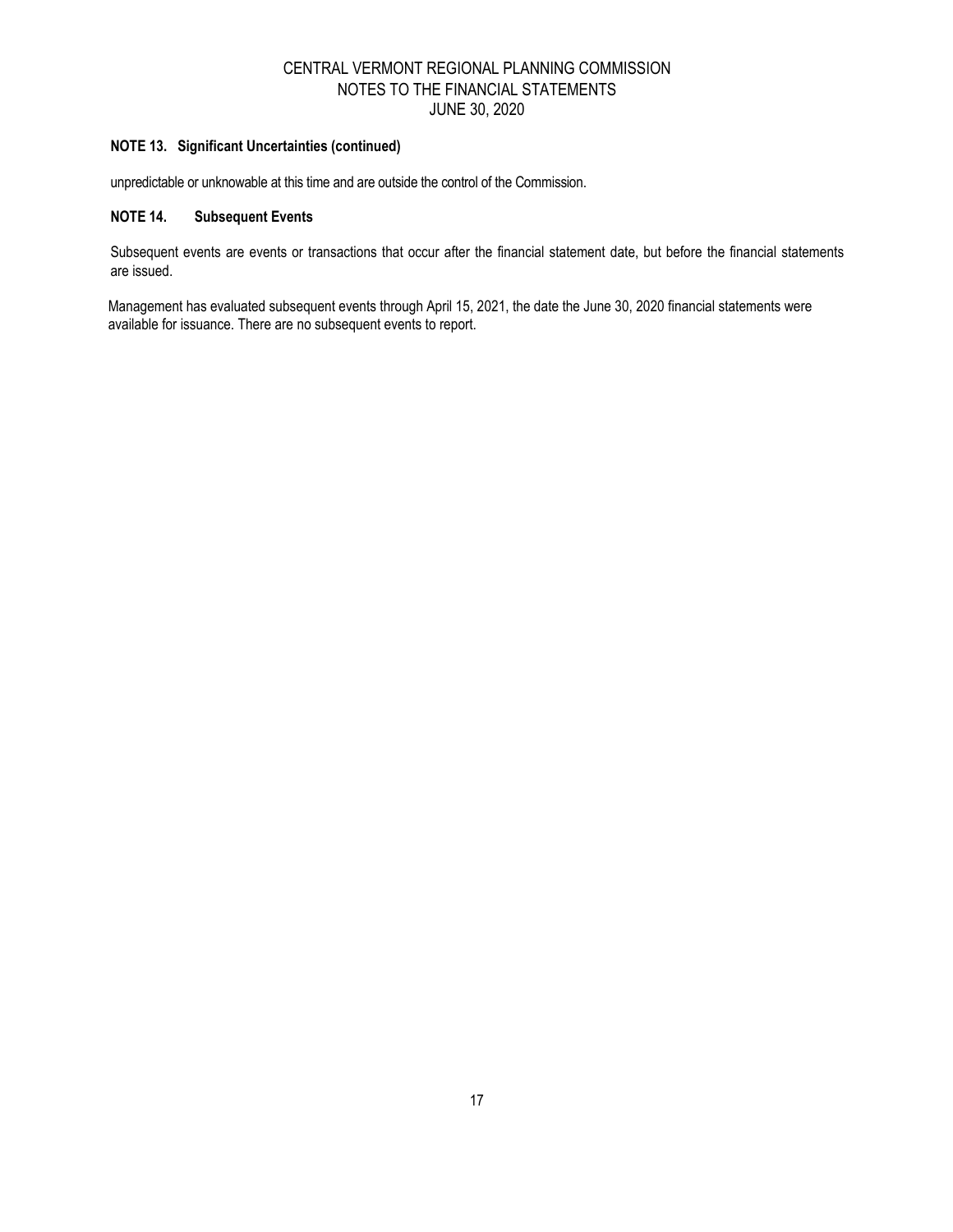**NOTE 13. Significant Uncertainties (continued)**

unpredictable or unknowable at this time and are outside the control of the Commission.

**NOTE 14. Subsequent Events**

Subsequent events are events or transactions that occur after the financial statement date, but before the financial statements are issued.

Management has evaluated subsequent events through April 15, 2021, the date the June 30, 2020 financial statements were available for issuance. There are no subsequent events to report.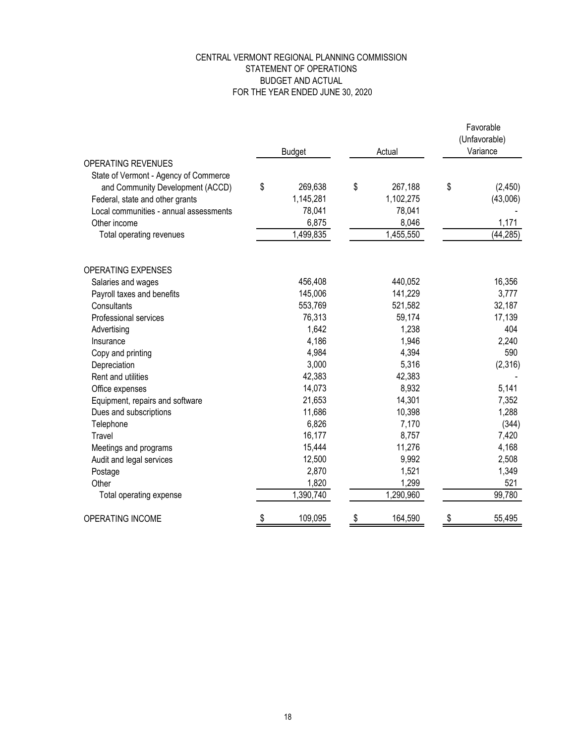CENTRAL VERMONT REGIONAL PLANNING COMMISSION
STATEMENT OF OPERATIONS
BUDGET AND ACTUAL
FOR THE YEAR ENDED JUNE 30, 2020

| | Budget | Actual | Favorable (Unfavorable) Variance |
|---|---|---|---|
| OPERATING REVENUES | | | |
| State of Vermont - Agency of Commerce and Community Development (ACCD) | $ 269,638 | $ 267,188 | $ (2,450) |
| Federal, state and other grants | 1,145,281 | 1,102,275 | (43,006) |
| Local communities - annual assessments | 78,041 | 78,041 | - |
| Other income | 6,875 | 8,046 | 1,171 |
| Total operating revenues | 1,499,835 | 1,455,550 | (44,285) |
| OPERATING EXPENSES | | | |
| Salaries and wages | 456,408 | 440,052 | 16,356 |
| Payroll taxes and benefits | 145,006 | 141,229 | 3,777 |
| Consultants | 553,769 | 521,582 | 32,187 |
| Professional services | 76,313 | 59,174 | 17,139 |
| Advertising | 1,642 | 1,238 | 404 |
| Insurance | 4,186 | 1,946 | 2,240 |
| Copy and printing | 4,984 | 4,394 | 590 |
| Depreciation | 3,000 | 5,316 | (2,316) |
| Rent and utilities | 42,383 | 42,383 | - |
| Office expenses | 14,073 | 8,932 | 5,141 |
| Equipment, repairs and software | 21,653 | 14,301 | 7,352 |
| Dues and subscriptions | 11,686 | 10,398 | 1,288 |
| Telephone | 6,826 | 7,170 | (344) |
| Travel | 16,177 | 8,757 | 7,420 |
| Meetings and programs | 15,444 | 11,276 | 4,168 |
| Audit and legal services | 12,500 | 9,992 | 2,508 |
| Postage | 2,870 | 1,521 | 1,349 |
| Other | 1,820 | 1,299 | 521 |
| Total operating expense | 1,390,740 | 1,290,960 | 99,780 |
| OPERATING INCOME | $ 109,095 | $ 164,590 | $ 55,495 |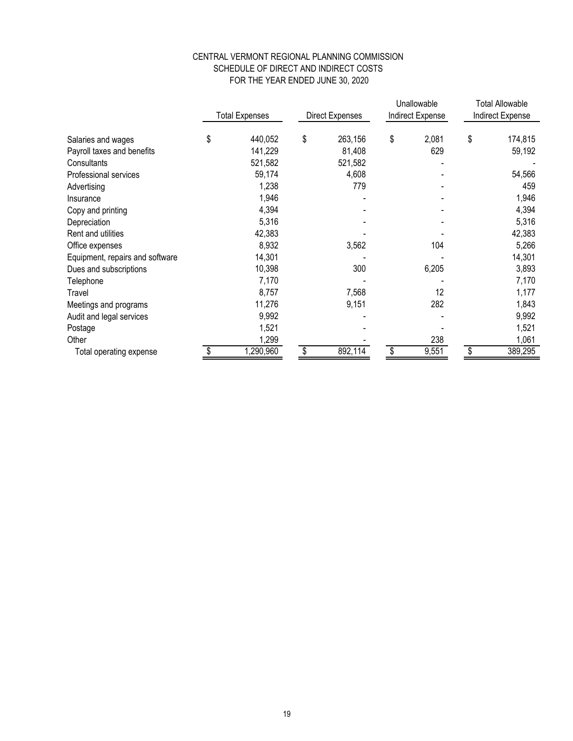CENTRAL VERMONT REGIONAL PLANNING COMMISSION
SCHEDULE OF DIRECT AND INDIRECT COSTS
FOR THE YEAR ENDED JUNE 30, 2020

| | Total Expenses | Direct Expenses | Unallowable Indirect Expense | Total Allowable Indirect Expense |
|---|---|---|---|---|
| Salaries and wages | $ 440,052 | $ 263,156 | $ 2,081 | $ 174,815 |
| Payroll taxes and benefits | 141,229 | 81,408 | 629 | 59,192 |
| Consultants | 521,582 | 521,582 | - | - |
| Professional services | 59,174 | 4,608 | - | 54,566 |
| Advertising | 1,238 | 779 | - | 459 |
| Insurance | 1,946 | - | - | 1,946 |
| Copy and printing | 4,394 | - | - | 4,394 |
| Depreciation | 5,316 | - | - | 5,316 |
| Rent and utilities | 42,383 | - | - | 42,383 |
| Office expenses | 8,932 | 3,562 | 104 | 5,266 |
| Equipment, repairs and software | 14,301 | - | - | 14,301 |
| Dues and subscriptions | 10,398 | 300 | 6,205 | 3,893 |
| Telephone | 7,170 | - | - | 7,170 |
| Travel | 8,757 | 7,568 | 12 | 1,177 |
| Meetings and programs | 11,276 | 9,151 | 282 | 1,843 |
| Audit and legal services | 9,992 | - | - | 9,992 |
| Postage | 1,521 | - | - | 1,521 |
| Other | 1,299 | - | 238 | 1,061 |
| Total operating expense | $ 1,290,960 | $ 892,114 | $ 9,551 | $ 389,295 |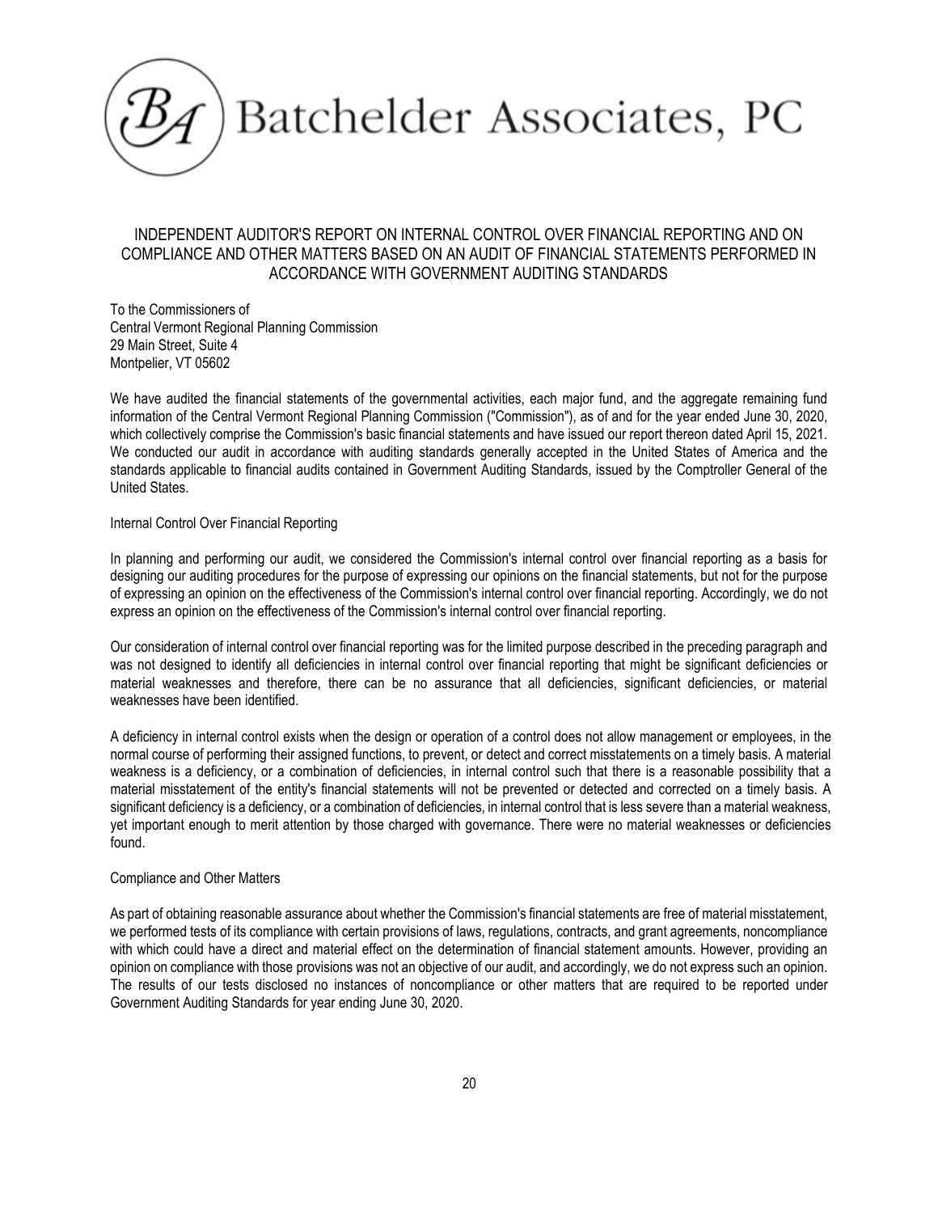Batchelder Associates, PC

# INDEPENDENT AUDITOR'S REPORT ON INTERNAL CONTROL OVER FINANCIAL REPORTING AND ON COMPLIANCE AND OTHER MATTERS BASED ON AN AUDIT OF FINANCIAL STATEMENTS PERFORMED IN ACCORDANCE WITH GOVERNMENT AUDITING STANDARDS

To the Commissioners of
Central Vermont Regional Planning Commission
29 Main Street, Suite 4
Montpelier, VT 05602

We have audited the financial statements of the governmental activities, each major fund, and the aggregate remaining fund information of the Central Vermont Regional Planning Commission ("Commission"), as of and for the year ended June 30, 2020, which collectively comprise the Commission's basic financial statements and have issued our report thereon dated April 15, 2021. We conducted our audit in accordance with auditing standards generally accepted in the United States of America and the standards applicable to financial audits contained in Government Auditing Standards, issued by the Comptroller General of the United States.

## Internal Control Over Financial Reporting

In planning and performing our audit, we considered the Commission's internal control over financial reporting as a basis for designing our auditing procedures for the purpose of expressing our opinions on the financial statements, but not for the purpose of expressing an opinion on the effectiveness of the Commission's internal control over financial reporting. Accordingly, we do not express an opinion on the effectiveness of the Commission's internal control over financial reporting.

Our consideration of internal control over financial reporting was for the limited purpose described in the preceding paragraph and was not designed to identify all deficiencies in internal control over financial reporting that might be significant deficiencies or material weaknesses and therefore, there can be no assurance that all deficiencies, significant deficiencies, or material weaknesses have been identified.

A deficiency in internal control exists when the design or operation of a control does not allow management or employees, in the normal course of performing their assigned functions, to prevent, or detect and correct misstatements on a timely basis. A material weakness is a deficiency, or a combination of deficiencies, in internal control such that there is a reasonable possibility that a material misstatement of the entity's financial statements will not be prevented or detected and corrected on a timely basis. A significant deficiency is a deficiency, or a combination of deficiencies, in internal control that is less severe than a material weakness, yet important enough to merit attention by those charged with governance. There were no material weaknesses or deficiencies found.

## Compliance and Other Matters

As part of obtaining reasonable assurance about whether the Commission's financial statements are free of material misstatement, we performed tests of its compliance with certain provisions of laws, regulations, contracts, and grant agreements, noncompliance with which could have a direct and material effect on the determination of financial statement amounts. However, providing an opinion on compliance with those provisions was not an objective of our audit, and accordingly, we do not express such an opinion. The results of our tests disclosed no instances of noncompliance or other matters that are required to be reported under Government Auditing Standards for year ending June 30, 2020.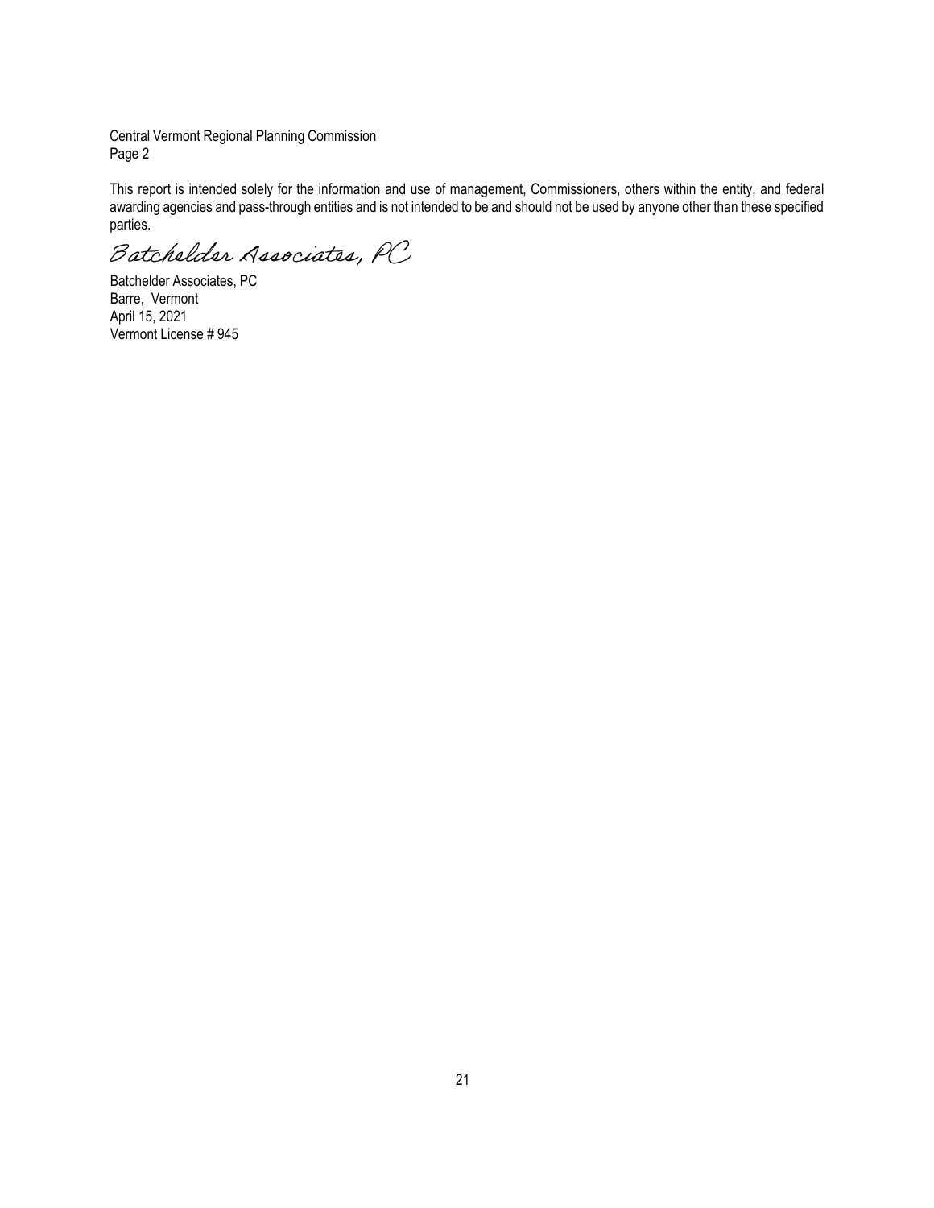Central Vermont Regional Planning Commission
Page 2

This report is intended solely for the information and use of management, Commissioners, others within the entity, and federal awarding agencies and pass-through entities and is not intended to be and should not be used by anyone other than these specified parties.

*Batchelder Associates, PC*

Batchelder Associates, PC
Barre, Vermont
April 15, 2021
Vermont License # 945